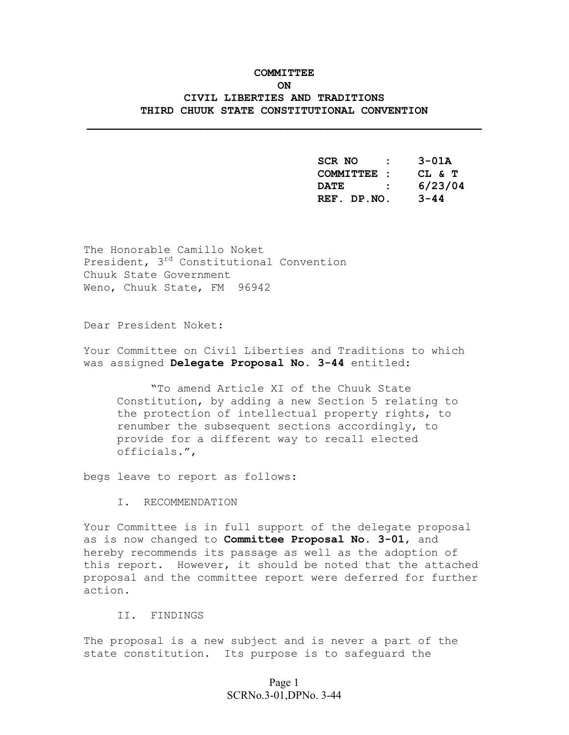**COMMITTEE**
**ON**
**CIVIL LIBERTIES AND TRADITIONS**
**THIRD CHUUK STATE CONSTITUTIONAL CONVENTION**

---

| | | |
|---|---|---|
| **SCR NO** | **:** | **3-01A** |
| **COMMITTEE** | **:** | **CL & T** |
| **DATE** | **:** | **6/23/04** |
| **REF. DP.NO.** | | **3-44** |

The Honorable Camillo Noket
President, 3rd Constitutional Convention
Chuuk State Government
Weno, Chuuk State, FM 96942

Dear President Noket:

Your Committee on Civil Liberties and Traditions to which was assigned **Delegate Proposal No. 3-44** entitled:

> "To amend Article XI of the Chuuk State Constitution, by adding a new Section 5 relating to the protection of intellectual property rights, to renumber the subsequent sections accordingly, to provide for a different way to recall elected officials.",

begs leave to report as follows:

I. RECOMMENDATION

Your Committee is in full support of the delegate proposal as is now changed to **Committee Proposal No. 3-01**, and hereby recommends its passage as well as the adoption of this report. However, it should be noted that the attached proposal and the committee report were deferred for further action.

II. FINDINGS

The proposal is a new subject and is never a part of the state constitution. Its purpose is to safeguard the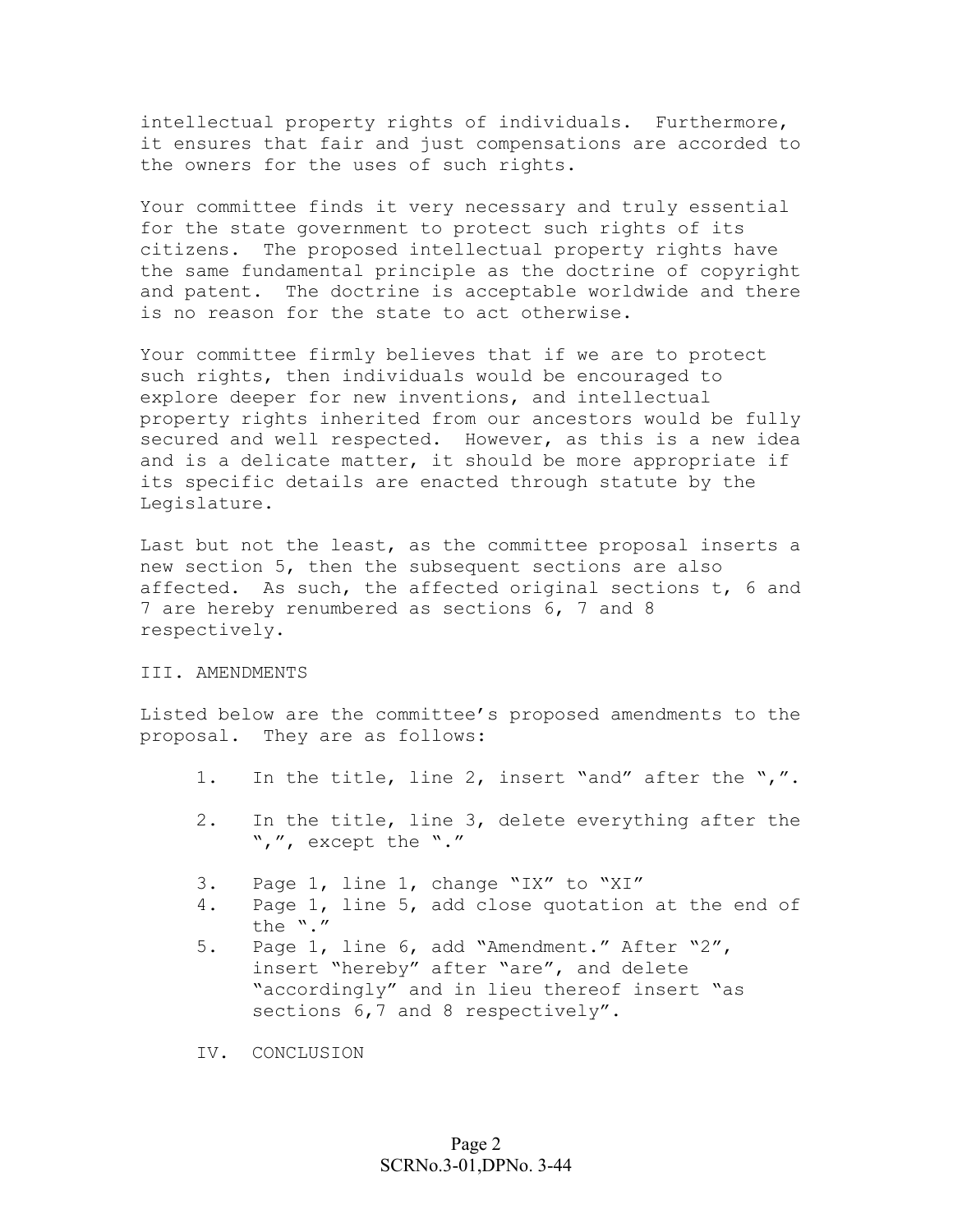intellectual property rights of individuals. Furthermore, it ensures that fair and just compensations are accorded to the owners for the uses of such rights.

Your committee finds it very necessary and truly essential for the state government to protect such rights of its citizens. The proposed intellectual property rights have the same fundamental principle as the doctrine of copyright and patent. The doctrine is acceptable worldwide and there is no reason for the state to act otherwise.

Your committee firmly believes that if we are to protect such rights, then individuals would be encouraged to explore deeper for new inventions, and intellectual property rights inherited from our ancestors would be fully secured and well respected. However, as this is a new idea and is a delicate matter, it should be more appropriate if its specific details are enacted through statute by the Legislature.

Last but not the least, as the committee proposal inserts a new section 5, then the subsequent sections are also affected. As such, the affected original sections t, 6 and 7 are hereby renumbered as sections 6, 7 and 8 respectively.

## III. AMENDMENTS

Listed below are the committee's proposed amendments to the proposal. They are as follows:

1. In the title, line 2, insert "and" after the ",".
2. In the title, line 3, delete everything after the ",", except the "."
3. Page 1, line 1, change "IX" to "XI"
4. Page 1, line 5, add close quotation at the end of the "."
5. Page 1, line 6, add "Amendment." After "2", insert "hereby" after "are", and delete "accordingly" and in lieu thereof insert "as sections 6,7 and 8 respectively".

## IV. CONCLUSION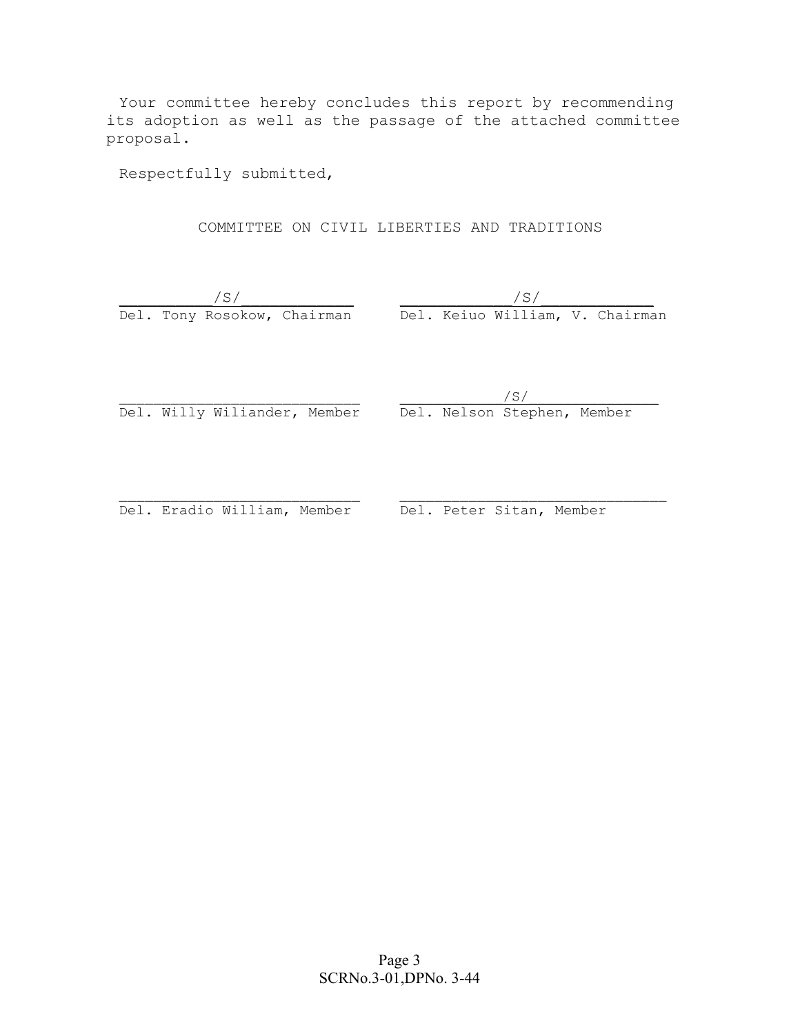Your committee hereby concludes this report by recommending its adoption as well as the passage of the attached committee proposal.

Respectfully submitted,

COMMITTEE ON CIVIL LIBERTIES AND TRADITIONS

| | |
|---|---|
| /S/ | /S/ |
| Del. Tony Rosokow, Chairman | Del. Keiuo William, V. Chairman |
| | /S/ |
| Del. Willy Wiliander, Member | Del. Nelson Stephen, Member |
| | |
| Del. Eradio William, Member | Del. Peter Sitan, Member |

SCRNo.3-01,DPNo. 3-44